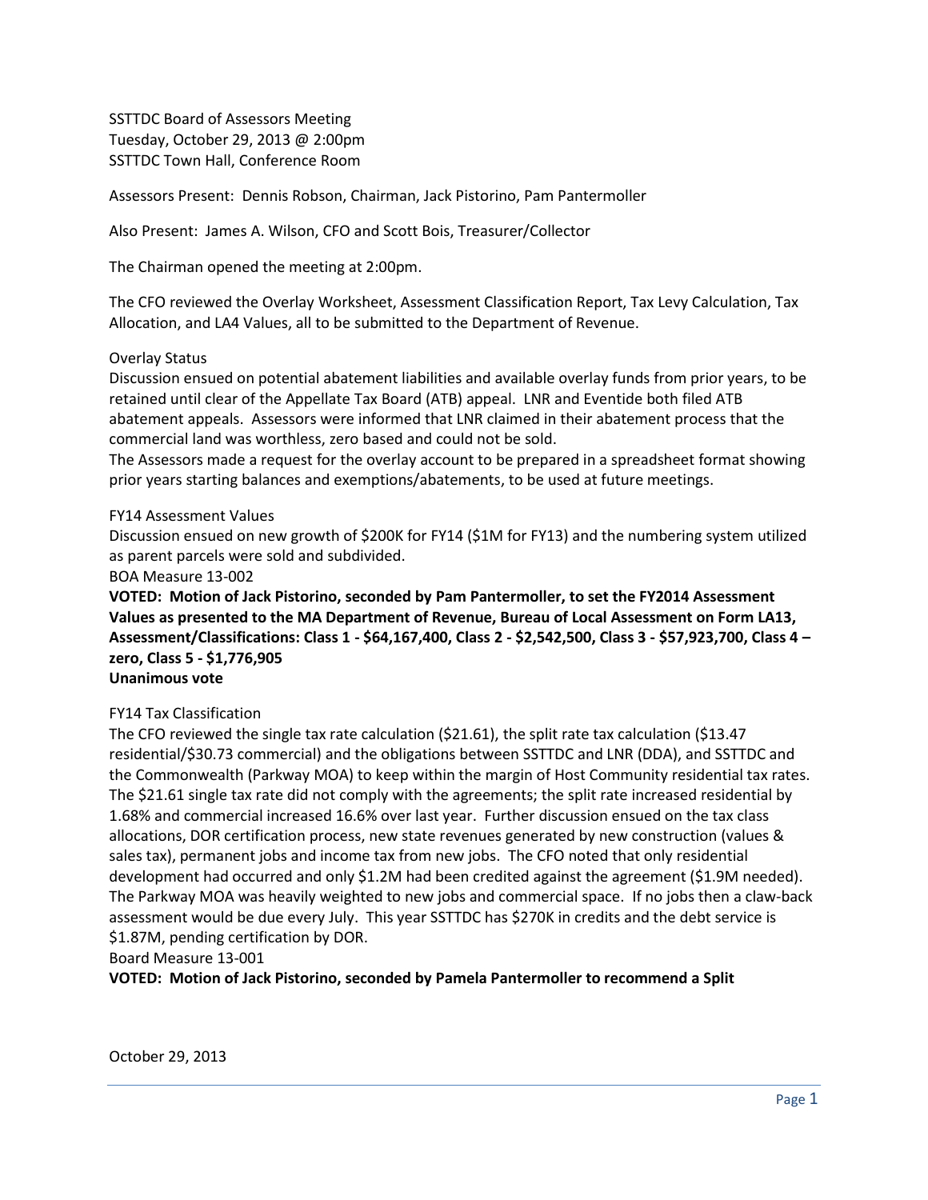SSTTDC Board of Assessors Meeting
Tuesday, October 29, 2013 @ 2:00pm
SSTTDC Town Hall, Conference Room

Assessors Present: Dennis Robson, Chairman, Jack Pistorino, Pam Pantermoller

Also Present: James A. Wilson, CFO and Scott Bois, Treasurer/Collector

The Chairman opened the meeting at 2:00pm.

The CFO reviewed the Overlay Worksheet, Assessment Classification Report, Tax Levy Calculation, Tax Allocation, and LA4 Values, all to be submitted to the Department of Revenue.

Overlay Status

Discussion ensued on potential abatement liabilities and available overlay funds from prior years, to be retained until clear of the Appellate Tax Board (ATB) appeal. LNR and Eventide both filed ATB abatement appeals. Assessors were informed that LNR claimed in their abatement process that the commercial land was worthless, zero based and could not be sold.

The Assessors made a request for the overlay account to be prepared in a spreadsheet format showing prior years starting balances and exemptions/abatements, to be used at future meetings.

FY14 Assessment Values

Discussion ensued on new growth of $200K for FY14 ($1M for FY13) and the numbering system utilized as parent parcels were sold and subdivided.

BOA Measure 13-002

**VOTED: Motion of Jack Pistorino, seconded by Pam Pantermoller, to set the FY2014 Assessment Values as presented to the MA Department of Revenue, Bureau of Local Assessment on Form LA13, Assessment/Classifications: Class 1 - $64,167,400, Class 2 - $2,542,500, Class 3 - $57,923,700, Class 4 – zero, Class 5 - $1,776,905**
**Unanimous vote**

FY14 Tax Classification

The CFO reviewed the single tax rate calculation ($21.61), the split rate tax calculation ($13.47 residential/$30.73 commercial) and the obligations between SSTTDC and LNR (DDA), and SSTTDC and the Commonwealth (Parkway MOA) to keep within the margin of Host Community residential tax rates. The $21.61 single tax rate did not comply with the agreements; the split rate increased residential by 1.68% and commercial increased 16.6% over last year. Further discussion ensued on the tax class allocations, DOR certification process, new state revenues generated by new construction (values & sales tax), permanent jobs and income tax from new jobs. The CFO noted that only residential development had occurred and only $1.2M had been credited against the agreement ($1.9M needed). The Parkway MOA was heavily weighted to new jobs and commercial space. If no jobs then a claw-back assessment would be due every July. This year SSTTDC has $270K in credits and the debt service is $1.87M, pending certification by DOR.

Board Measure 13-001

**VOTED: Motion of Jack Pistorino, seconded by Pamela Pantermoller to recommend a Split**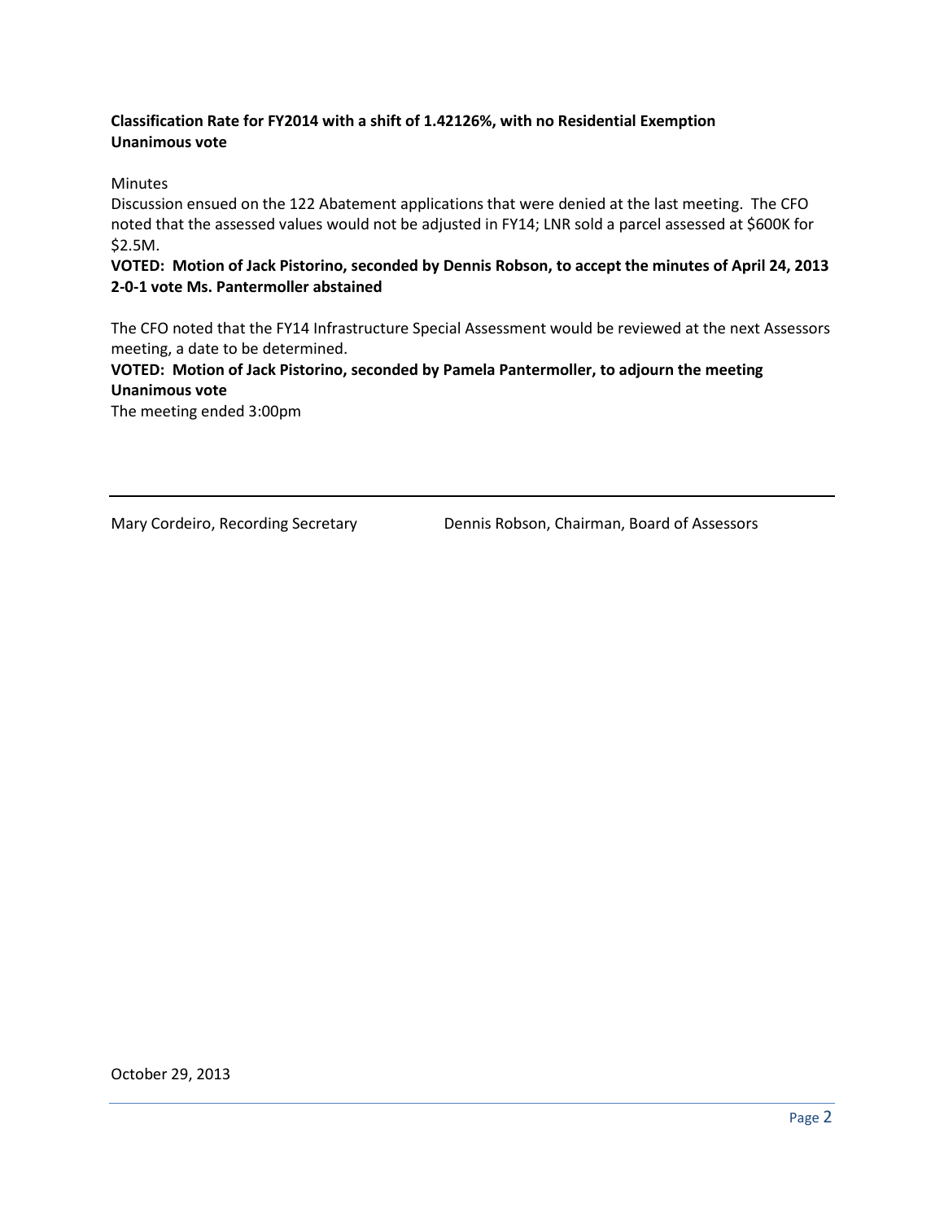**Classification Rate for FY2014 with a shift of 1.42126%, with no Residential Exemption**
**Unanimous vote**

Minutes
Discussion ensued on the 122 Abatement applications that were denied at the last meeting. The CFO noted that the assessed values would not be adjusted in FY14; LNR sold a parcel assessed at $600K for $2.5M.

**VOTED: Motion of Jack Pistorino, seconded by Dennis Robson, to accept the minutes of April 24, 2013**
**2-0-1 vote Ms. Pantermoller abstained**

The CFO noted that the FY14 Infrastructure Special Assessment would be reviewed at the next Assessors meeting, a date to be determined.

**VOTED: Motion of Jack Pistorino, seconded by Pamela Pantermoller, to adjourn the meeting**
**Unanimous vote**
The meeting ended 3:00pm

---

Mary Cordeiro, Recording Secretary

Dennis Robson, Chairman, Board of Assessors

October 29, 2013